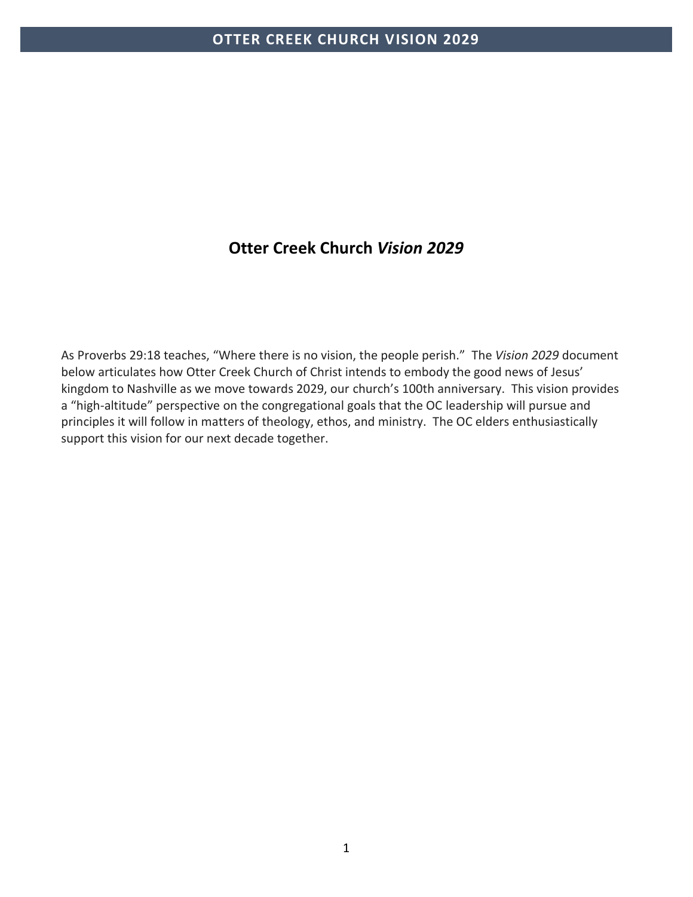# Otter Creek Church *Vision 2029*

As Proverbs 29:18 teaches, "Where there is no vision, the people perish." The *Vision 2029* document below articulates how Otter Creek Church of Christ intends to embody the good news of Jesus' kingdom to Nashville as we move towards 2029, our church's 100th anniversary. This vision provides a "high-altitude" perspective on the congregational goals that the OC leadership will pursue and principles it will follow in matters of theology, ethos, and ministry. The OC elders enthusiastically support this vision for our next decade together.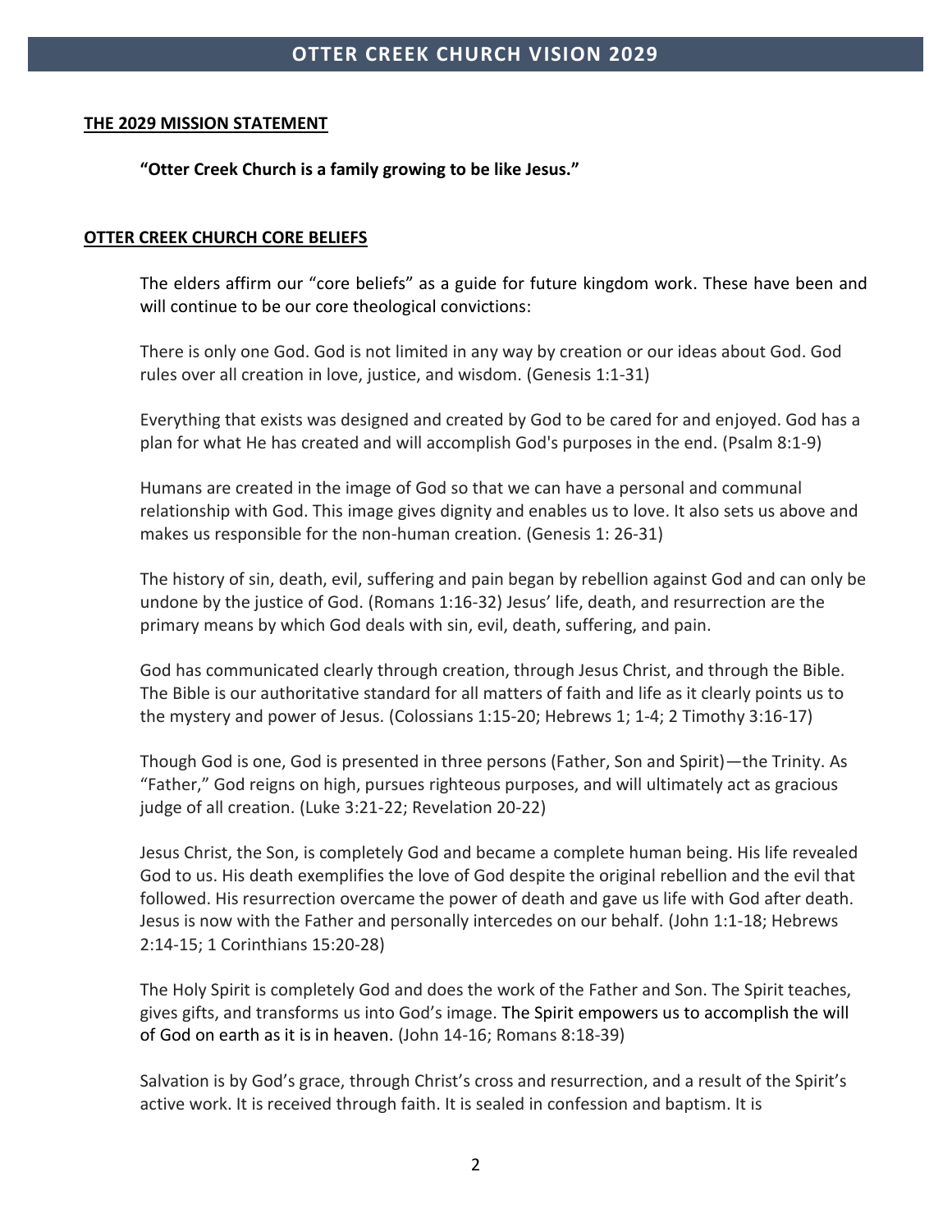## THE 2029 MISSION STATEMENT

**"Otter Creek Church is a family growing to be like Jesus."**

## OTTER CREEK CHURCH CORE BELIEFS

The elders affirm our "core beliefs" as a guide for future kingdom work. These have been and will continue to be our core theological convictions:

There is only one God. God is not limited in any way by creation or our ideas about God. God rules over all creation in love, justice, and wisdom. (Genesis 1:1-31)

Everything that exists was designed and created by God to be cared for and enjoyed. God has a plan for what He has created and will accomplish God's purposes in the end. (Psalm 8:1-9)

Humans are created in the image of God so that we can have a personal and communal relationship with God. This image gives dignity and enables us to love. It also sets us above and makes us responsible for the non-human creation. (Genesis 1: 26-31)

The history of sin, death, evil, suffering and pain began by rebellion against God and can only be undone by the justice of God. (Romans 1:16-32) Jesus' life, death, and resurrection are the primary means by which God deals with sin, evil, death, suffering, and pain.

God has communicated clearly through creation, through Jesus Christ, and through the Bible. The Bible is our authoritative standard for all matters of faith and life as it clearly points us to the mystery and power of Jesus. (Colossians 1:15-20; Hebrews 1; 1-4; 2 Timothy 3:16-17)

Though God is one, God is presented in three persons (Father, Son and Spirit)—the Trinity. As "Father," God reigns on high, pursues righteous purposes, and will ultimately act as gracious judge of all creation. (Luke 3:21-22; Revelation 20-22)

Jesus Christ, the Son, is completely God and became a complete human being. His life revealed God to us. His death exemplifies the love of God despite the original rebellion and the evil that followed. His resurrection overcame the power of death and gave us life with God after death. Jesus is now with the Father and personally intercedes on our behalf. (John 1:1-18; Hebrews 2:14-15; 1 Corinthians 15:20-28)

The Holy Spirit is completely God and does the work of the Father and Son. The Spirit teaches, gives gifts, and transforms us into God's image. The Spirit empowers us to accomplish the will of God on earth as it is in heaven. (John 14-16; Romans 8:18-39)

Salvation is by God's grace, through Christ's cross and resurrection, and a result of the Spirit's active work. It is received through faith. It is sealed in confession and baptism. It is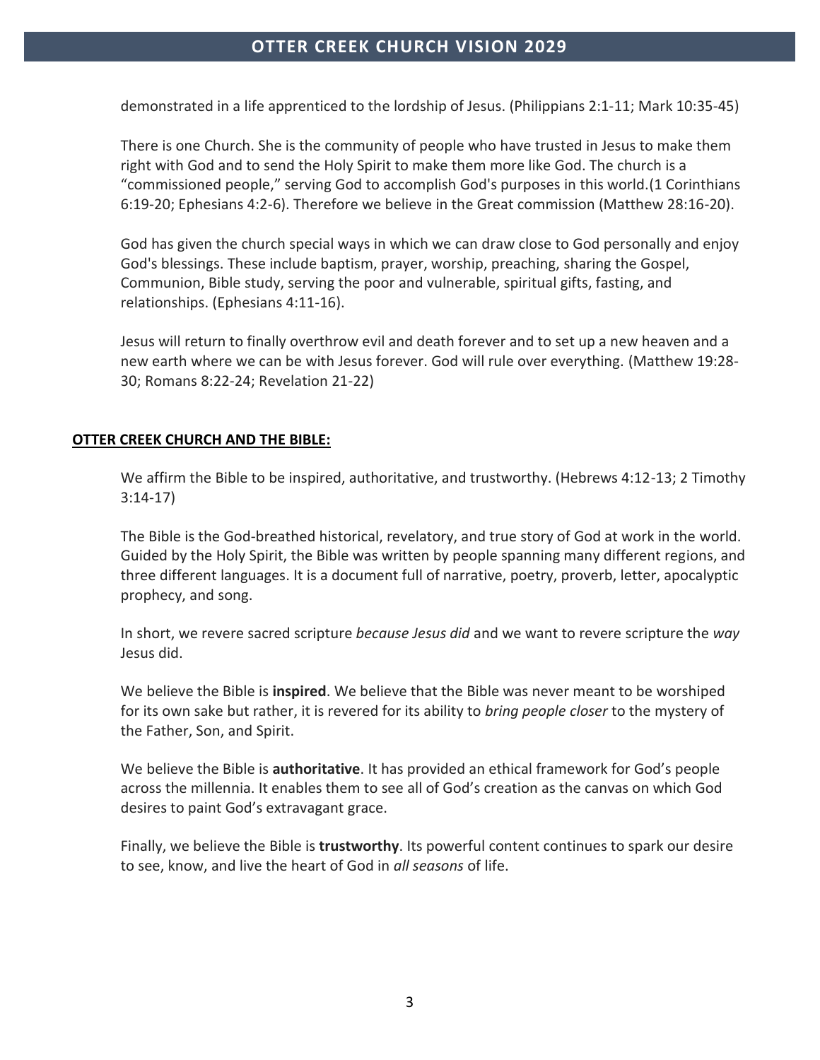demonstrated in a life apprenticed to the lordship of Jesus. (Philippians 2:1-11; Mark 10:35-45)

There is one Church. She is the community of people who have trusted in Jesus to make them right with God and to send the Holy Spirit to make them more like God. The church is a "commissioned people," serving God to accomplish God's purposes in this world.(1 Corinthians 6:19-20; Ephesians 4:2-6). Therefore we believe in the Great commission (Matthew 28:16-20).

God has given the church special ways in which we can draw close to God personally and enjoy God's blessings. These include baptism, prayer, worship, preaching, sharing the Gospel, Communion, Bible study, serving the poor and vulnerable, spiritual gifts, fasting, and relationships. (Ephesians 4:11-16).

Jesus will return to finally overthrow evil and death forever and to set up a new heaven and a new earth where we can be with Jesus forever. God will rule over everything. (Matthew 19:28-30; Romans 8:22-24; Revelation 21-22)

## OTTER CREEK CHURCH AND THE BIBLE:

We affirm the Bible to be inspired, authoritative, and trustworthy. (Hebrews 4:12-13; 2 Timothy 3:14-17)

The Bible is the God-breathed historical, revelatory, and true story of God at work in the world. Guided by the Holy Spirit, the Bible was written by people spanning many different regions, and three different languages. It is a document full of narrative, poetry, proverb, letter, apocalyptic prophecy, and song.

In short, we revere sacred scripture *because Jesus did* and we want to revere scripture the *way* Jesus did.

We believe the Bible is **inspired**. We believe that the Bible was never meant to be worshiped for its own sake but rather, it is revered for its ability to *bring people closer* to the mystery of the Father, Son, and Spirit.

We believe the Bible is **authoritative**. It has provided an ethical framework for God's people across the millennia. It enables them to see all of God's creation as the canvas on which God desires to paint God's extravagant grace.

Finally, we believe the Bible is **trustworthy**. Its powerful content continues to spark our desire to see, know, and live the heart of God in *all seasons* of life.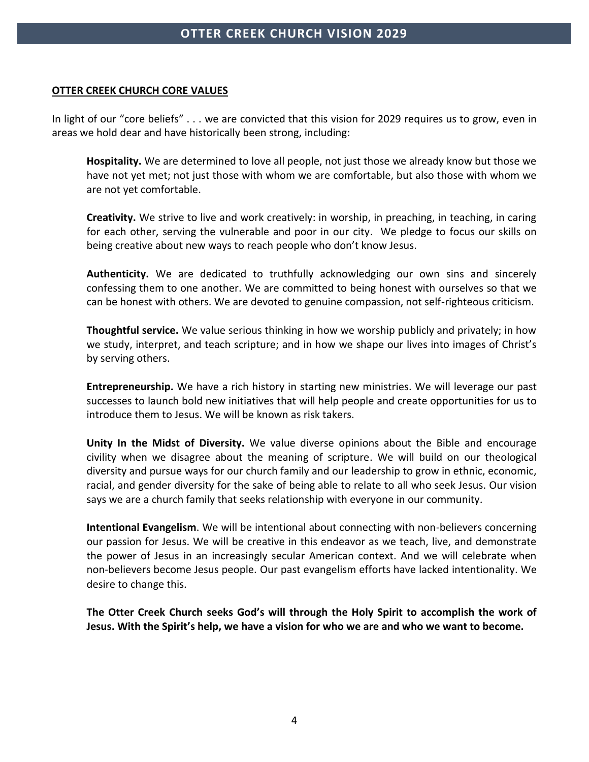## OTTER CREEK CHURCH CORE VALUES

In light of our "core beliefs" . . . we are convicted that this vision for 2029 requires us to grow, even in areas we hold dear and have historically been strong, including:

**Hospitality.** We are determined to love all people, not just those we already know but those we have not yet met; not just those with whom we are comfortable, but also those with whom we are not yet comfortable.

**Creativity.** We strive to live and work creatively: in worship, in preaching, in teaching, in caring for each other, serving the vulnerable and poor in our city. We pledge to focus our skills on being creative about new ways to reach people who don't know Jesus.

**Authenticity.** We are dedicated to truthfully acknowledging our own sins and sincerely confessing them to one another. We are committed to being honest with ourselves so that we can be honest with others. We are devoted to genuine compassion, not self-righteous criticism.

**Thoughtful service.** We value serious thinking in how we worship publicly and privately; in how we study, interpret, and teach scripture; and in how we shape our lives into images of Christ's by serving others.

**Entrepreneurship.** We have a rich history in starting new ministries. We will leverage our past successes to launch bold new initiatives that will help people and create opportunities for us to introduce them to Jesus. We will be known as risk takers.

**Unity In the Midst of Diversity.** We value diverse opinions about the Bible and encourage civility when we disagree about the meaning of scripture. We will build on our theological diversity and pursue ways for our church family and our leadership to grow in ethnic, economic, racial, and gender diversity for the sake of being able to relate to all who seek Jesus. Our vision says we are a church family that seeks relationship with everyone in our community.

**Intentional Evangelism**. We will be intentional about connecting with non-believers concerning our passion for Jesus. We will be creative in this endeavor as we teach, live, and demonstrate the power of Jesus in an increasingly secular American context. And we will celebrate when non-believers become Jesus people. Our past evangelism efforts have lacked intentionality. We desire to change this.

**The Otter Creek Church seeks God's will through the Holy Spirit to accomplish the work of Jesus. With the Spirit's help, we have a vision for who we are and who we want to become.**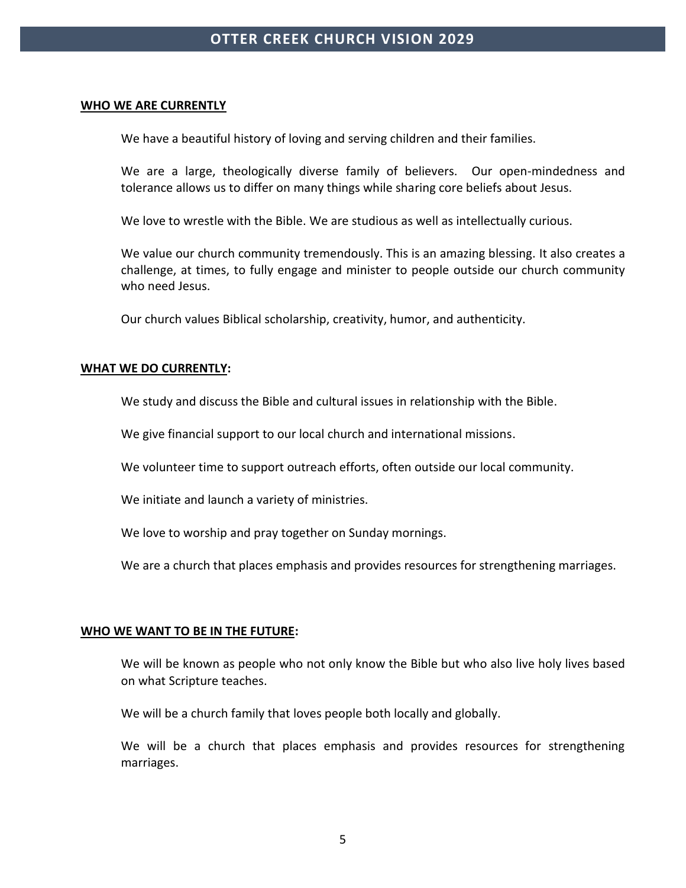## OTTER CREEK CHURCH VISION 2029

**WHO WE ARE CURRENTLY**

We have a beautiful history of loving and serving children and their families.

We are a large, theologically diverse family of believers. Our open-mindedness and tolerance allows us to differ on many things while sharing core beliefs about Jesus.

We love to wrestle with the Bible. We are studious as well as intellectually curious.

We value our church community tremendously. This is an amazing blessing. It also creates a challenge, at times, to fully engage and minister to people outside our church community who need Jesus.

Our church values Biblical scholarship, creativity, humor, and authenticity.

**WHAT WE DO CURRENTLY:**

We study and discuss the Bible and cultural issues in relationship with the Bible.

We give financial support to our local church and international missions.

We volunteer time to support outreach efforts, often outside our local community.

We initiate and launch a variety of ministries.

We love to worship and pray together on Sunday mornings.

We are a church that places emphasis and provides resources for strengthening marriages.

**WHO WE WANT TO BE IN THE FUTURE:**

We will be known as people who not only know the Bible but who also live holy lives based on what Scripture teaches.

We will be a church family that loves people both locally and globally.

We will be a church that places emphasis and provides resources for strengthening marriages.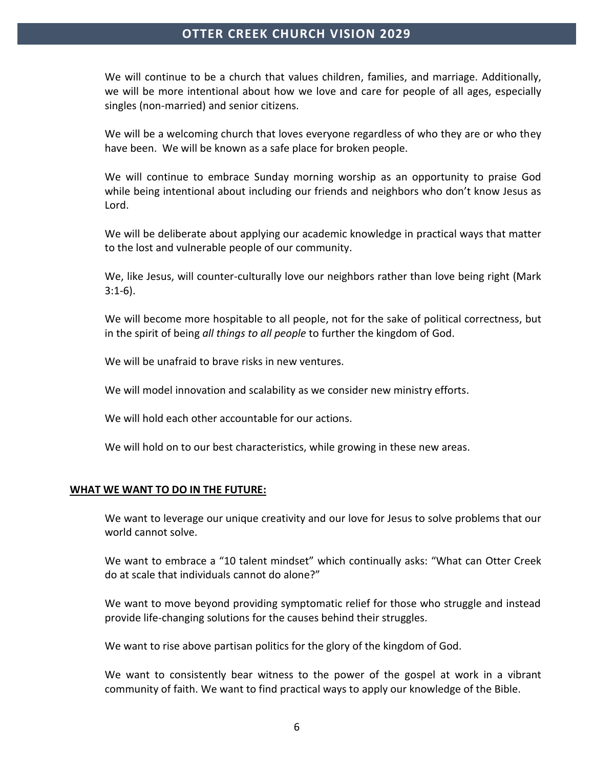We will continue to be a church that values children, families, and marriage. Additionally, we will be more intentional about how we love and care for people of all ages, especially singles (non-married) and senior citizens.

We will be a welcoming church that loves everyone regardless of who they are or who they have been. We will be known as a safe place for broken people.

We will continue to embrace Sunday morning worship as an opportunity to praise God while being intentional about including our friends and neighbors who don't know Jesus as Lord.

We will be deliberate about applying our academic knowledge in practical ways that matter to the lost and vulnerable people of our community.

We, like Jesus, will counter-culturally love our neighbors rather than love being right (Mark 3:1-6).

We will become more hospitable to all people, not for the sake of political correctness, but in the spirit of being *all things to all people* to further the kingdom of God.

We will be unafraid to brave risks in new ventures.

We will model innovation and scalability as we consider new ministry efforts.

We will hold each other accountable for our actions.

We will hold on to our best characteristics, while growing in these new areas.

**WHAT WE WANT TO DO IN THE FUTURE:**

We want to leverage our unique creativity and our love for Jesus to solve problems that our world cannot solve.

We want to embrace a "10 talent mindset" which continually asks: "What can Otter Creek do at scale that individuals cannot do alone?"

We want to move beyond providing symptomatic relief for those who struggle and instead provide life-changing solutions for the causes behind their struggles.

We want to rise above partisan politics for the glory of the kingdom of God.

We want to consistently bear witness to the power of the gospel at work in a vibrant community of faith. We want to find practical ways to apply our knowledge of the Bible.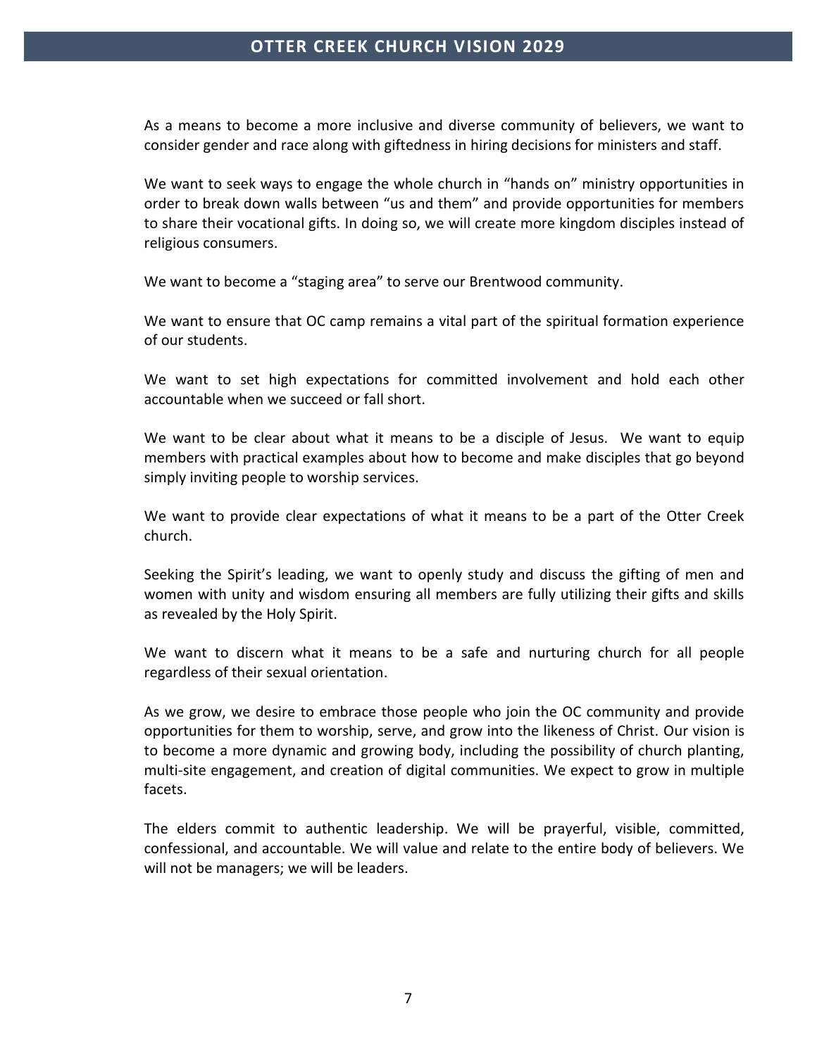As a means to become a more inclusive and diverse community of believers, we want to consider gender and race along with giftedness in hiring decisions for ministers and staff.

We want to seek ways to engage the whole church in "hands on" ministry opportunities in order to break down walls between "us and them" and provide opportunities for members to share their vocational gifts. In doing so, we will create more kingdom disciples instead of religious consumers.

We want to become a "staging area" to serve our Brentwood community.

We want to ensure that OC camp remains a vital part of the spiritual formation experience of our students.

We want to set high expectations for committed involvement and hold each other accountable when we succeed or fall short.

We want to be clear about what it means to be a disciple of Jesus. We want to equip members with practical examples about how to become and make disciples that go beyond simply inviting people to worship services.

We want to provide clear expectations of what it means to be a part of the Otter Creek church.

Seeking the Spirit's leading, we want to openly study and discuss the gifting of men and women with unity and wisdom ensuring all members are fully utilizing their gifts and skills as revealed by the Holy Spirit.

We want to discern what it means to be a safe and nurturing church for all people regardless of their sexual orientation.

As we grow, we desire to embrace those people who join the OC community and provide opportunities for them to worship, serve, and grow into the likeness of Christ. Our vision is to become a more dynamic and growing body, including the possibility of church planting, multi-site engagement, and creation of digital communities. We expect to grow in multiple facets.

The elders commit to authentic leadership. We will be prayerful, visible, committed, confessional, and accountable. We will value and relate to the entire body of believers. We will not be managers; we will be leaders.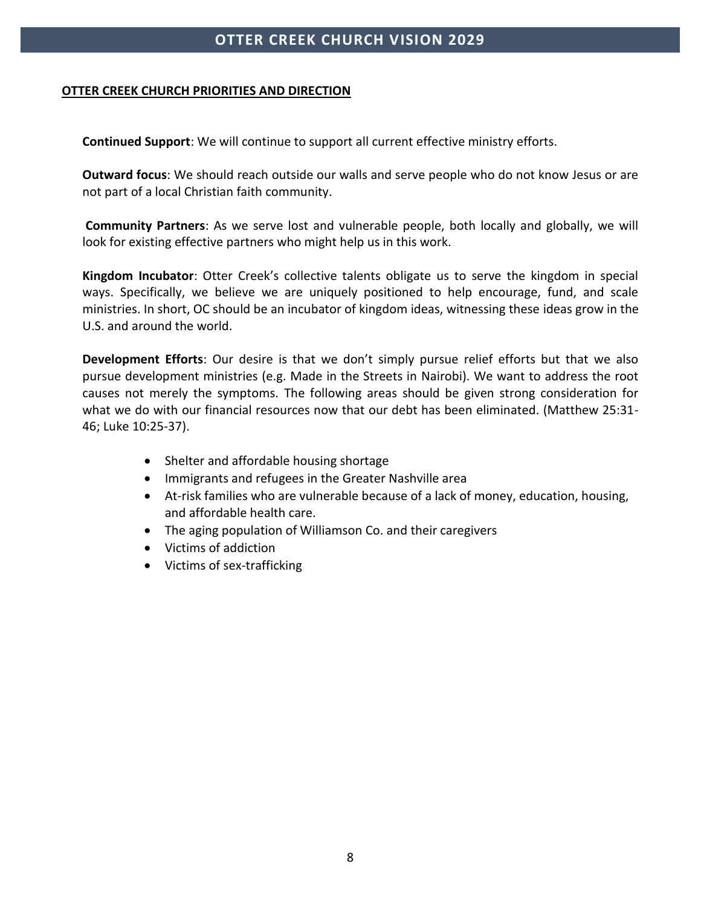## OTTER CREEK CHURCH PRIORITIES AND DIRECTION

**Continued Support**: We will continue to support all current effective ministry efforts.

**Outward focus**: We should reach outside our walls and serve people who do not know Jesus or are not part of a local Christian faith community.

**Community Partners**: As we serve lost and vulnerable people, both locally and globally, we will look for existing effective partners who might help us in this work.

**Kingdom Incubator**: Otter Creek's collective talents obligate us to serve the kingdom in special ways. Specifically, we believe we are uniquely positioned to help encourage, fund, and scale ministries. In short, OC should be an incubator of kingdom ideas, witnessing these ideas grow in the U.S. and around the world.

**Development Efforts**: Our desire is that we don't simply pursue relief efforts but that we also pursue development ministries (e.g. Made in the Streets in Nairobi). We want to address the root causes not merely the symptoms. The following areas should be given strong consideration for what we do with our financial resources now that our debt has been eliminated. (Matthew 25:31-46; Luke 10:25-37).

- Shelter and affordable housing shortage
- Immigrants and refugees in the Greater Nashville area
- At-risk families who are vulnerable because of a lack of money, education, housing, and affordable health care.
- The aging population of Williamson Co. and their caregivers
- Victims of addiction
- Victims of sex-trafficking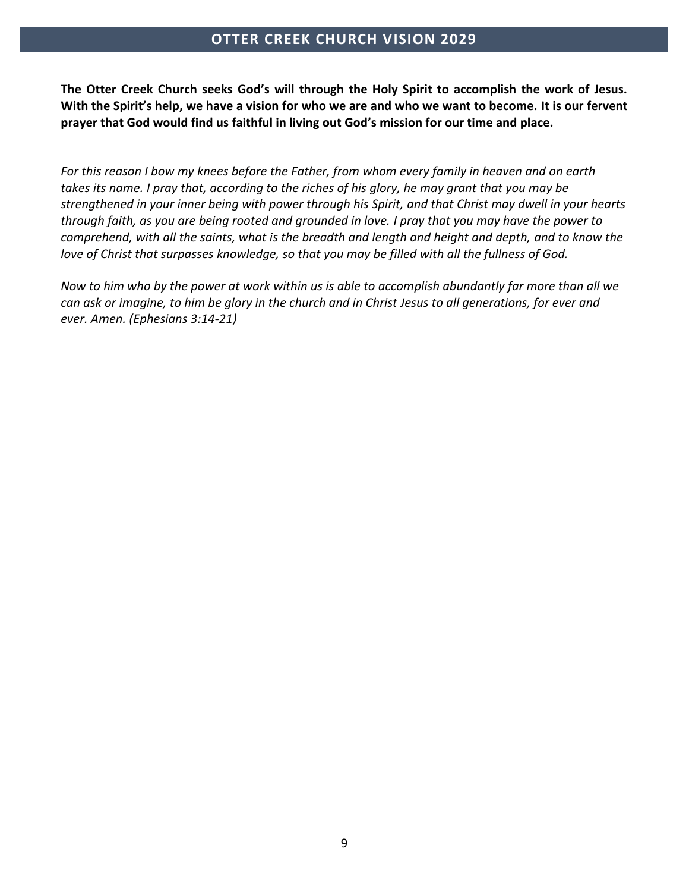# OTTER CREEK CHURCH VISION 2029

**The Otter Creek Church seeks God's will through the Holy Spirit to accomplish the work of Jesus. With the Spirit's help, we have a vision for who we are and who we want to become. It is our fervent prayer that God would find us faithful in living out God's mission for our time and place.**

*For this reason I bow my knees before the Father, from whom every family in heaven and on earth takes its name. I pray that, according to the riches of his glory, he may grant that you may be strengthened in your inner being with power through his Spirit, and that Christ may dwell in your hearts through faith, as you are being rooted and grounded in love. I pray that you may have the power to comprehend, with all the saints, what is the breadth and length and height and depth, and to know the love of Christ that surpasses knowledge, so that you may be filled with all the fullness of God.*

*Now to him who by the power at work within us is able to accomplish abundantly far more than all we can ask or imagine, to him be glory in the church and in Christ Jesus to all generations, for ever and ever. Amen. (Ephesians 3:14-21)*